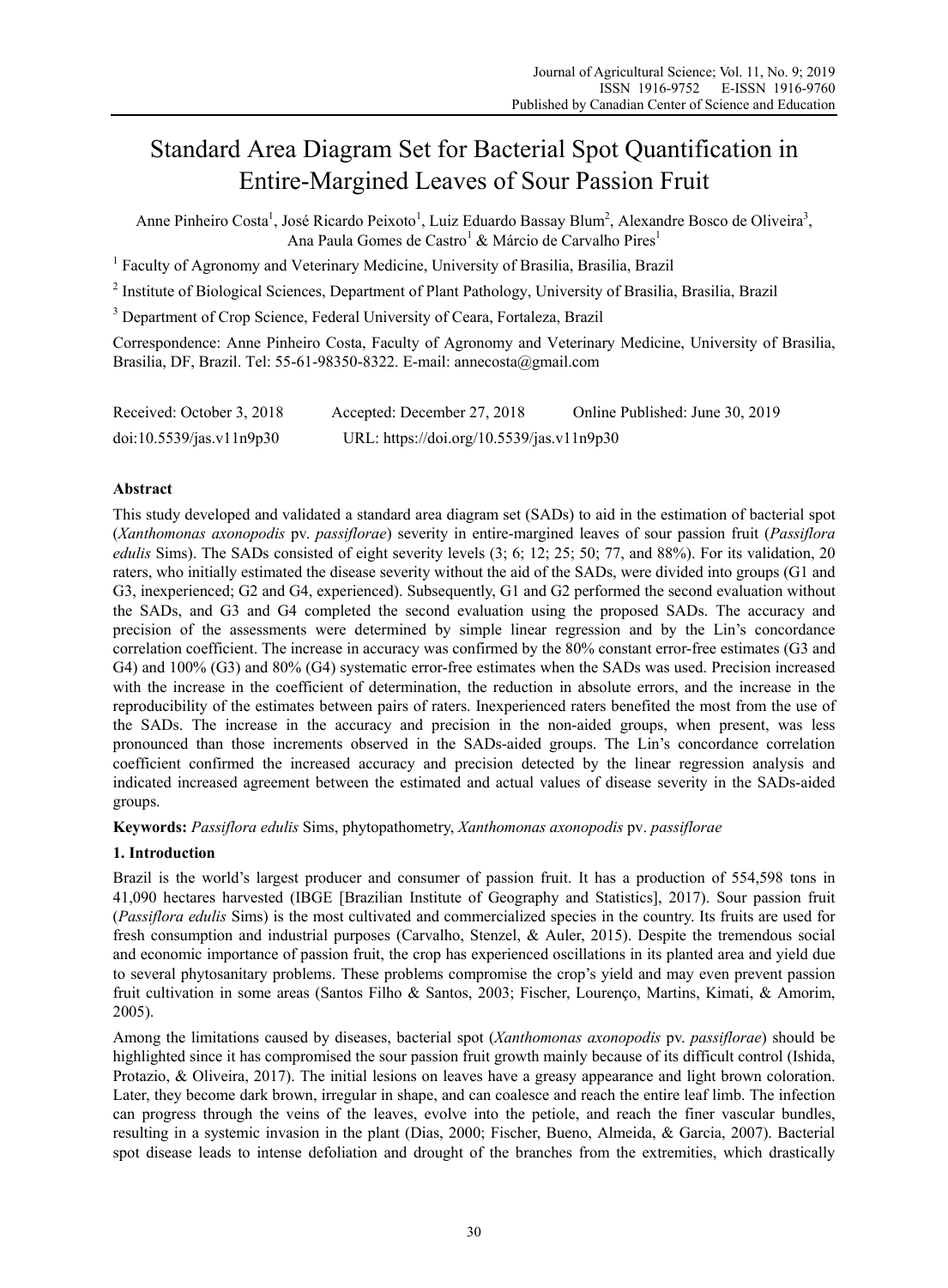# Standard Area Diagram Set for Bacterial Spot Quantification in Entire-Margined Leaves of Sour Passion Fruit

Anne Pinheiro Costa[1], José Ricardo Peixoto[1], Luiz Eduardo Bassay Blum[2], Alexandre Bosco de Oliveira[3], Ana Paula Gomes de Castro[1] & Márcio de Carvalho Pires[1]

[1] Faculty of Agronomy and Veterinary Medicine, University of Brasilia, Brasilia, Brazil

[2] Institute of Biological Sciences, Department of Plant Pathology, University of Brasilia, Brasilia, Brazil

[3] Department of Crop Science, Federal University of Ceara, Fortaleza, Brazil

Correspondence: Anne Pinheiro Costa, Faculty of Agronomy and Veterinary Medicine, University of Brasilia, Brasilia, DF, Brazil. Tel: 55-61-98350-8322. E-mail: annecosta@gmail.com

Received: October 3, 2018 Accepted: December 27, 2018 Online Published: June 30, 2019

doi:10.5539/jas.v11n9p30 URL: https://doi.org/10.5539/jas.v11n9p30

## Abstract

This study developed and validated a standard area diagram set (SADs) to aid in the estimation of bacterial spot (*Xanthomonas axonopodis* pv. *passiflorae*) severity in entire-margined leaves of sour passion fruit (*Passiflora edulis* Sims). The SADs consisted of eight severity levels (3; 6; 12; 25; 50; 77, and 88%). For its validation, 20 raters, who initially estimated the disease severity without the aid of the SADs, were divided into groups (G1 and G3, inexperienced; G2 and G4, experienced). Subsequently, G1 and G2 performed the second evaluation without the SADs, and G3 and G4 completed the second evaluation using the proposed SADs. The accuracy and precision of the assessments were determined by simple linear regression and by the Lin's concordance correlation coefficient. The increase in accuracy was confirmed by the 80% constant error-free estimates (G3 and G4) and 100% (G3) and 80% (G4) systematic error-free estimates when the SADs was used. Precision increased with the increase in the coefficient of determination, the reduction in absolute errors, and the increase in the reproducibility of the estimates between pairs of raters. Inexperienced raters benefited the most from the use of the SADs. The increase in the accuracy and precision in the non-aided groups, when present, was less pronounced than those increments observed in the SADs-aided groups. The Lin's concordance correlation coefficient confirmed the increased accuracy and precision detected by the linear regression analysis and indicated increased agreement between the estimated and actual values of disease severity in the SADs-aided groups.

**Keywords:** *Passiflora edulis* Sims, phytopathometry, *Xanthomonas axonopodis* pv. *passiflorae*

## 1. Introduction

Brazil is the world's largest producer and consumer of passion fruit. It has a production of 554,598 tons in 41,090 hectares harvested (IBGE [Brazilian Institute of Geography and Statistics], 2017). Sour passion fruit (*Passiflora edulis* Sims) is the most cultivated and commercialized species in the country. Its fruits are used for fresh consumption and industrial purposes (Carvalho, Stenzel, & Auler, 2015). Despite the tremendous social and economic importance of passion fruit, the crop has experienced oscillations in its planted area and yield due to several phytosanitary problems. These problems compromise the crop's yield and may even prevent passion fruit cultivation in some areas (Santos Filho & Santos, 2003; Fischer, Lourenço, Martins, Kimati, & Amorim, 2005).

Among the limitations caused by diseases, bacterial spot (*Xanthomonas axonopodis* pv. *passiflorae*) should be highlighted since it has compromised the sour passion fruit growth mainly because of its difficult control (Ishida, Protazio, & Oliveira, 2017). The initial lesions on leaves have a greasy appearance and light brown coloration. Later, they become dark brown, irregular in shape, and can coalesce and reach the entire leaf limb. The infection can progress through the veins of the leaves, evolve into the petiole, and reach the finer vascular bundles, resulting in a systemic invasion in the plant (Dias, 2000; Fischer, Bueno, Almeida, & Garcia, 2007). Bacterial spot disease leads to intense defoliation and drought of the branches from the extremities, which drastically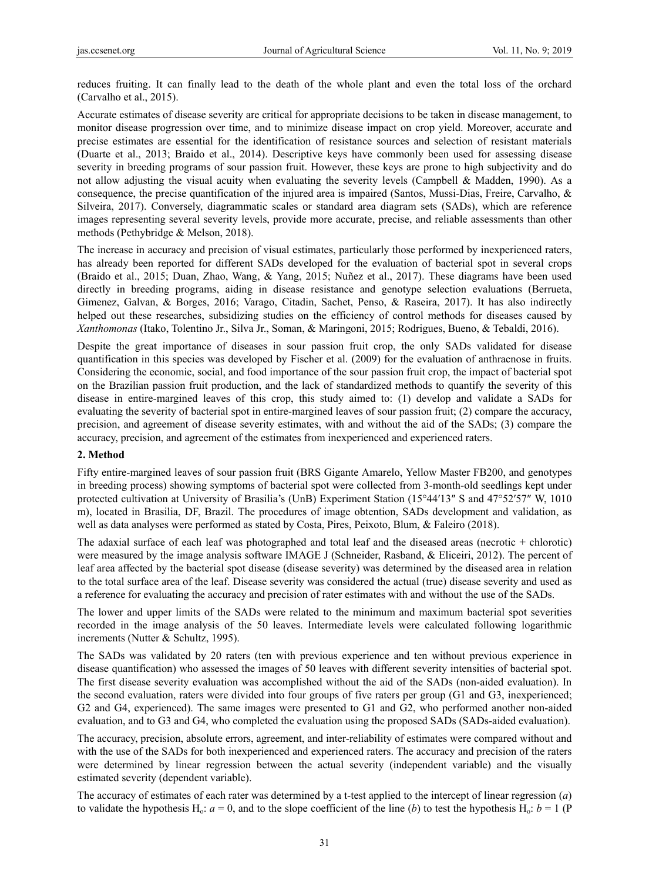reduces fruiting. It can finally lead to the death of the whole plant and even the total loss of the orchard (Carvalho et al., 2015).

Accurate estimates of disease severity are critical for appropriate decisions to be taken in disease management, to monitor disease progression over time, and to minimize disease impact on crop yield. Moreover, accurate and precise estimates are essential for the identification of resistance sources and selection of resistant materials (Duarte et al., 2013; Braido et al., 2014). Descriptive keys have commonly been used for assessing disease severity in breeding programs of sour passion fruit. However, these keys are prone to high subjectivity and do not allow adjusting the visual acuity when evaluating the severity levels (Campbell & Madden, 1990). As a consequence, the precise quantification of the injured area is impaired (Santos, Mussi-Dias, Freire, Carvalho, & Silveira, 2017). Conversely, diagrammatic scales or standard area diagram sets (SADs), which are reference images representing several severity levels, provide more accurate, precise, and reliable assessments than other methods (Pethybridge & Melson, 2018).

The increase in accuracy and precision of visual estimates, particularly those performed by inexperienced raters, has already been reported for different SADs developed for the evaluation of bacterial spot in several crops (Braido et al., 2015; Duan, Zhao, Wang, & Yang, 2015; Nuñez et al., 2017). These diagrams have been used directly in breeding programs, aiding in disease resistance and genotype selection evaluations (Berrueta, Gimenez, Galvan, & Borges, 2016; Varago, Citadin, Sachet, Penso, & Raseira, 2017). It has also indirectly helped out these researches, subsidizing studies on the efficiency of control methods for diseases caused by *Xanthomonas* (Itako, Tolentino Jr., Silva Jr., Soman, & Maringoni, 2015; Rodrigues, Bueno, & Tebaldi, 2016).

Despite the great importance of diseases in sour passion fruit crop, the only SADs validated for disease quantification in this species was developed by Fischer et al. (2009) for the evaluation of anthracnose in fruits. Considering the economic, social, and food importance of the sour passion fruit crop, the impact of bacterial spot on the Brazilian passion fruit production, and the lack of standardized methods to quantify the severity of this disease in entire-margined leaves of this crop, this study aimed to: (1) develop and validate a SADs for evaluating the severity of bacterial spot in entire-margined leaves of sour passion fruit; (2) compare the accuracy, precision, and agreement of disease severity estimates, with and without the aid of the SADs; (3) compare the accuracy, precision, and agreement of the estimates from inexperienced and experienced raters.

## 2. Method

Fifty entire-margined leaves of sour passion fruit (BRS Gigante Amarelo, Yellow Master FB200, and genotypes in breeding process) showing symptoms of bacterial spot were collected from 3-month-old seedlings kept under protected cultivation at University of Brasilia's (UnB) Experiment Station (15°44′13″ S and 47°52′57″ W, 1010 m), located in Brasilia, DF, Brazil. The procedures of image obtention, SADs development and validation, as well as data analyses were performed as stated by Costa, Pires, Peixoto, Blum, & Faleiro (2018).

The adaxial surface of each leaf was photographed and total leaf and the diseased areas (necrotic + chlorotic) were measured by the image analysis software IMAGE J (Schneider, Rasband, & Eliceiri, 2012). The percent of leaf area affected by the bacterial spot disease (disease severity) was determined by the diseased area in relation to the total surface area of the leaf. Disease severity was considered the actual (true) disease severity and used as a reference for evaluating the accuracy and precision of rater estimates with and without the use of the SADs.

The lower and upper limits of the SADs were related to the minimum and maximum bacterial spot severities recorded in the image analysis of the 50 leaves. Intermediate levels were calculated following logarithmic increments (Nutter & Schultz, 1995).

The SADs was validated by 20 raters (ten with previous experience and ten without previous experience in disease quantification) who assessed the images of 50 leaves with different severity intensities of bacterial spot. The first disease severity evaluation was accomplished without the aid of the SADs (non-aided evaluation). In the second evaluation, raters were divided into four groups of five raters per group (G1 and G3, inexperienced; G2 and G4, experienced). The same images were presented to G1 and G2, who performed another non-aided evaluation, and to G3 and G4, who completed the evaluation using the proposed SADs (SADs-aided evaluation).

The accuracy, precision, absolute errors, agreement, and inter-reliability of estimates were compared without and with the use of the SADs for both inexperienced and experienced raters. The accuracy and precision of the raters were determined by linear regression between the actual severity (independent variable) and the visually estimated severity (dependent variable).

The accuracy of estimates of each rater was determined by a t-test applied to the intercept of linear regression ($a$) to validate the hypothesis $H_o$: $a = 0$, and to the slope coefficient of the line ($b$) to test the hypothesis $H_o$: $b = 1$ (P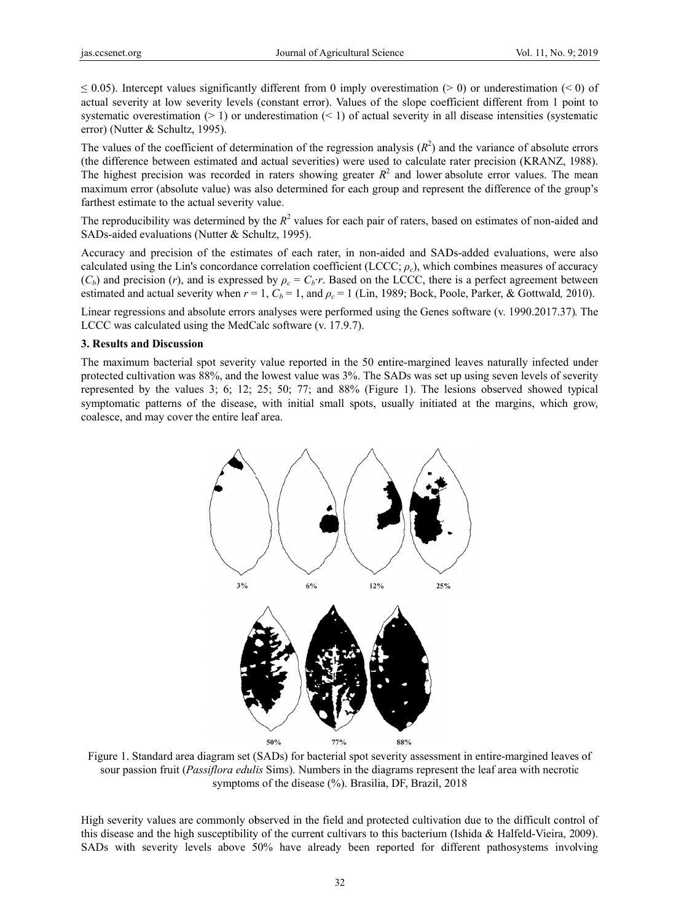≤ 0.05). Intercept values significantly different from 0 imply overestimation (> 0) or underestimation (< 0) of actual severity at low severity levels (constant error). Values of the slope coefficient different from 1 point to systematic overestimation (> 1) or underestimation (< 1) of actual severity in all disease intensities (systematic error) (Nutter & Schultz, 1995).

The values of the coefficient of determination of the regression analysis ($R^2$) and the variance of absolute errors (the difference between estimated and actual severities) were used to calculate rater precision (KRANZ, 1988). The highest precision was recorded in raters showing greater $R^2$ and lower absolute error values. The mean maximum error (absolute value) was also determined for each group and represent the difference of the group's farthest estimate to the actual severity value.

The reproducibility was determined by the $R^2$ values for each pair of raters, based on estimates of non-aided and SADs-aided evaluations (Nutter & Schultz, 1995).

Accuracy and precision of the estimates of each rater, in non-aided and SADs-added evaluations, were also calculated using the Lin's concordance correlation coefficient (LCCC; $\rho_c$), which combines measures of accuracy ($C_b$) and precision ($r$), and is expressed by $\rho_c = C_b \cdot r$. Based on the LCCC, there is a perfect agreement between estimated and actual severity when $r = 1$, $C_b = 1$, and $\rho_c = 1$ (Lin, 1989; Bock, Poole, Parker, & Gottwald, 2010).

Linear regressions and absolute errors analyses were performed using the Genes software (v. 1990.2017.37). The LCCC was calculated using the MedCalc software (v. 17.9.7).

## 3. Results and Discussion

The maximum bacterial spot severity value reported in the 50 entire-margined leaves naturally infected under protected cultivation was 88%, and the lowest value was 3%. The SADs was set up using seven levels of severity represented by the values 3; 6; 12; 25; 50; 77; and 88% (Figure 1). The lesions observed showed typical symptomatic patterns of the disease, with initial small spots, usually initiated at the margins, which grow, coalesce, and may cover the entire leaf area.

3% 6% 12% 25%

50% 77% 88%

Figure 1. Standard area diagram set (SADs) for bacterial spot severity assessment in entire-margined leaves of sour passion fruit (*Passiflora edulis* Sims). Numbers in the diagrams represent the leaf area with necrotic symptoms of the disease (%). Brasilia, DF, Brazil, 2018

High severity values are commonly observed in the field and protected cultivation due to the difficult control of this disease and the high susceptibility of the current cultivars to this bacterium (Ishida & Halfeld-Vieira, 2009). SADs with severity levels above 50% have already been reported for different pathosystems involving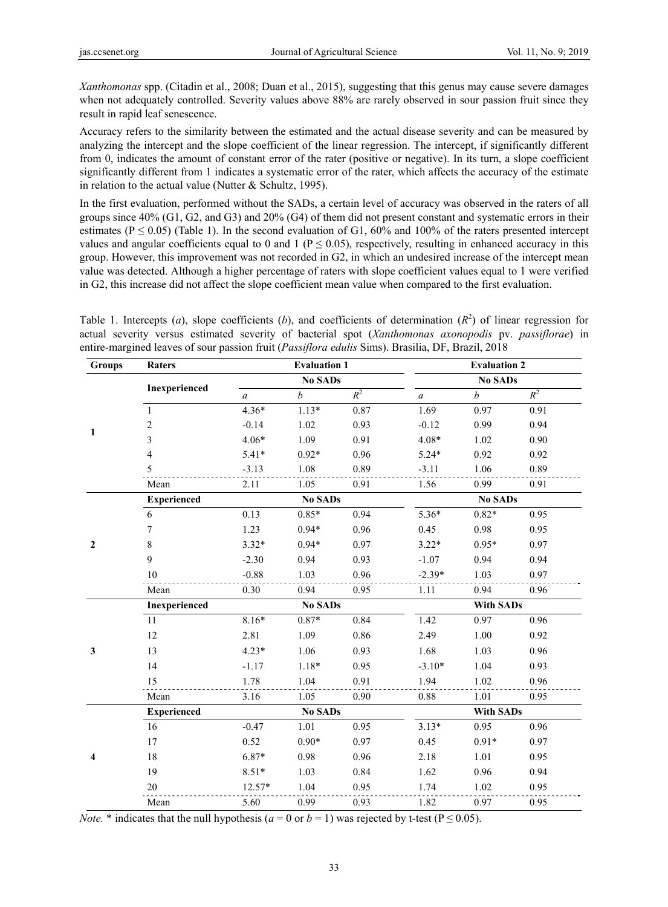*Xanthomonas* spp. (Citadin et al., 2008; Duan et al., 2015), suggesting that this genus may cause severe damages when not adequately controlled. Severity values above 88% are rarely observed in sour passion fruit since they result in rapid leaf senescence.

Accuracy refers to the similarity between the estimated and the actual disease severity and can be measured by analyzing the intercept and the slope coefficient of the linear regression. The intercept, if significantly different from 0, indicates the amount of constant error of the rater (positive or negative). In its turn, a slope coefficient significantly different from 1 indicates a systematic error of the rater, which affects the accuracy of the estimate in relation to the actual value (Nutter & Schultz, 1995).

In the first evaluation, performed without the SADs, a certain level of accuracy was observed in the raters of all groups since 40% (G1, G2, and G3) and 20% (G4) of them did not present constant and systematic errors in their estimates ($P \leq 0.05$) (Table 1). In the second evaluation of G1, 60% and 100% of the raters presented intercept values and angular coefficients equal to 0 and 1 ($P \leq 0.05$), respectively, resulting in enhanced accuracy in this group. However, this improvement was not recorded in G2, in which an undesired increase of the intercept mean value was detected. Although a higher percentage of raters with slope coefficient values equal to 1 were verified in G2, this increase did not affect the slope coefficient mean value when compared to the first evaluation.

Table 1. Intercepts (*a*), slope coefficients (*b*), and coefficients of determination ($R^2$) of linear regression for actual severity versus estimated severity of bacterial spot (*Xanthomonas axonopodis* pv. *passiflorae*) in entire-margined leaves of sour passion fruit (*Passiflora edulis* Sims). Brasilia, DF, Brazil, 2018

| Groups | Raters | Evaluation 1 | | | Evaluation 2 | | |
|---|---|---|---|---|---|---|---|
| | | No SADs | | | No SADs | | |
| | Inexperienced | *a* | *b* | $R^2$ | *a* | *b* | $R^2$ |
| 1 | 1 | 4.36* | 1.13* | 0.87 | 1.69 | 0.97 | 0.91 |
| | 2 | -0.14 | 1.02 | 0.93 | -0.12 | 0.99 | 0.94 |
| | 3 | 4.06* | 1.09 | 0.91 | 4.08* | 1.02 | 0.90 |
| | 4 | 5.41* | 0.92* | 0.96 | 5.24* | 0.92 | 0.92 |
| | 5 | -3.13 | 1.08 | 0.89 | -3.11 | 1.06 | 0.89 |
| | Mean | 2.11 | 1.05 | 0.91 | 1.56 | 0.99 | 0.91 |
| 2 | Experienced | No SADs | | | No SADs | | |
| | 6 | 0.13 | 0.85* | 0.94 | 5.36* | 0.82* | 0.95 |
| | 7 | 1.23 | 0.94* | 0.96 | 0.45 | 0.98 | 0.95 |
| | 8 | 3.32* | 0.94* | 0.97 | 3.22* | 0.95* | 0.97 |
| | 9 | -2.30 | 0.94 | 0.93 | -1.07 | 0.94 | 0.94 |
| | 10 | -0.88 | 1.03 | 0.96 | -2.39* | 1.03 | 0.97 |
| | Mean | 0.30 | 0.94 | 0.95 | 1.11 | 0.94 | 0.96 |
| 3 | Inexperienced | No SADs | | | With SADs | | |
| | 11 | 8.16* | 0.87* | 0.84 | 1.42 | 0.97 | 0.96 |
| | 12 | 2.81 | 1.09 | 0.86 | 2.49 | 1.00 | 0.92 |
| | 13 | 4.23* | 1.06 | 0.93 | 1.68 | 1.03 | 0.96 |
| | 14 | -1.17 | 1.18* | 0.95 | -3.10* | 1.04 | 0.93 |
| | 15 | 1.78 | 1.04 | 0.91 | 1.94 | 1.02 | 0.96 |
| | Mean | 3.16 | 1.05 | 0.90 | 0.88 | 1.01 | 0.95 |
| 4 | Experienced | No SADs | | | With SADs | | |
| | 16 | -0.47 | 1.01 | 0.95 | 3.13* | 0.95 | 0.96 |
| | 17 | 0.52 | 0.90* | 0.97 | 0.45 | 0.91* | 0.97 |
| | 18 | 6.87* | 0.98 | 0.96 | 2.18 | 1.01 | 0.95 |
| | 19 | 8.51* | 1.03 | 0.84 | 1.62 | 0.96 | 0.94 |
| | 20 | 12.57* | 1.04 | 0.95 | 1.74 | 1.02 | 0.95 |
| | Mean | 5.60 | 0.99 | 0.93 | 1.82 | 0.97 | 0.95 |

*Note.* * indicates that the null hypothesis ($a = 0$ or $b = 1$) was rejected by t-test ($P \leq 0.05$).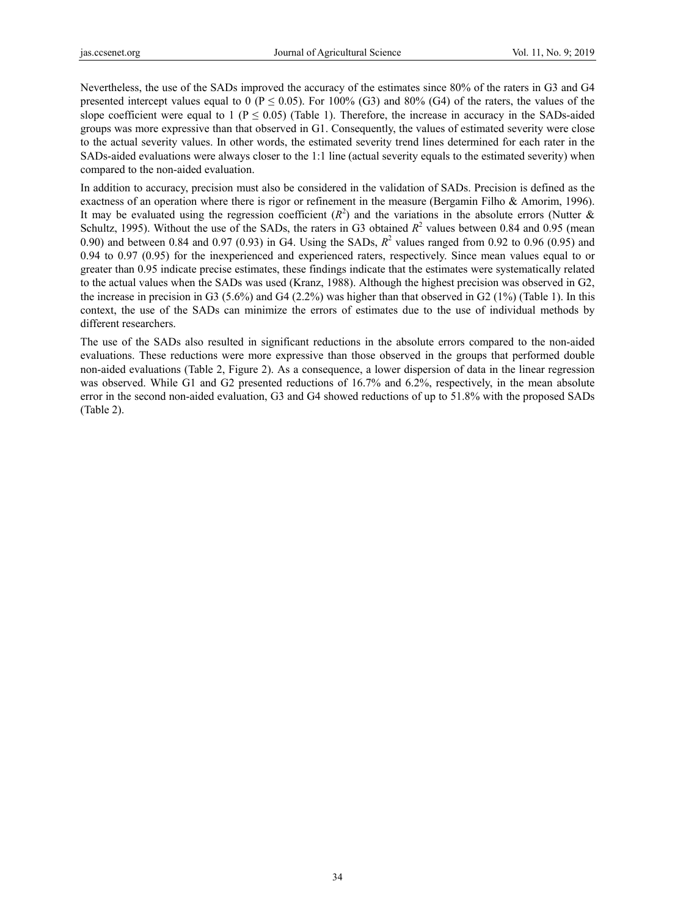Nevertheless, the use of the SADs improved the accuracy of the estimates since 80% of the raters in G3 and G4 presented intercept values equal to 0 ($P \leq 0.05$). For 100% (G3) and 80% (G4) of the raters, the values of the slope coefficient were equal to 1 ($P \leq 0.05$) (Table 1). Therefore, the increase in accuracy in the SADs-aided groups was more expressive than that observed in G1. Consequently, the values of estimated severity were close to the actual severity values. In other words, the estimated severity trend lines determined for each rater in the SADs-aided evaluations were always closer to the 1:1 line (actual severity equals to the estimated severity) when compared to the non-aided evaluation.

In addition to accuracy, precision must also be considered in the validation of SADs. Precision is defined as the exactness of an operation where there is rigor or refinement in the measure (Bergamin Filho & Amorim, 1996). It may be evaluated using the regression coefficient ($R^2$) and the variations in the absolute errors (Nutter & Schultz, 1995). Without the use of the SADs, the raters in G3 obtained $R^2$ values between 0.84 and 0.95 (mean 0.90) and between 0.84 and 0.97 (0.93) in G4. Using the SADs, $R^2$ values ranged from 0.92 to 0.96 (0.95) and 0.94 to 0.97 (0.95) for the inexperienced and experienced raters, respectively. Since mean values equal to or greater than 0.95 indicate precise estimates, these findings indicate that the estimates were systematically related to the actual values when the SADs was used (Kranz, 1988). Although the highest precision was observed in G2, the increase in precision in G3 (5.6%) and G4 (2.2%) was higher than that observed in G2 (1%) (Table 1). In this context, the use of the SADs can minimize the errors of estimates due to the use of individual methods by different researchers.

The use of the SADs also resulted in significant reductions in the absolute errors compared to the non-aided evaluations. These reductions were more expressive than those observed in the groups that performed double non-aided evaluations (Table 2, Figure 2). As a consequence, a lower dispersion of data in the linear regression was observed. While G1 and G2 presented reductions of 16.7% and 6.2%, respectively, in the mean absolute error in the second non-aided evaluation, G3 and G4 showed reductions of up to 51.8% with the proposed SADs (Table 2).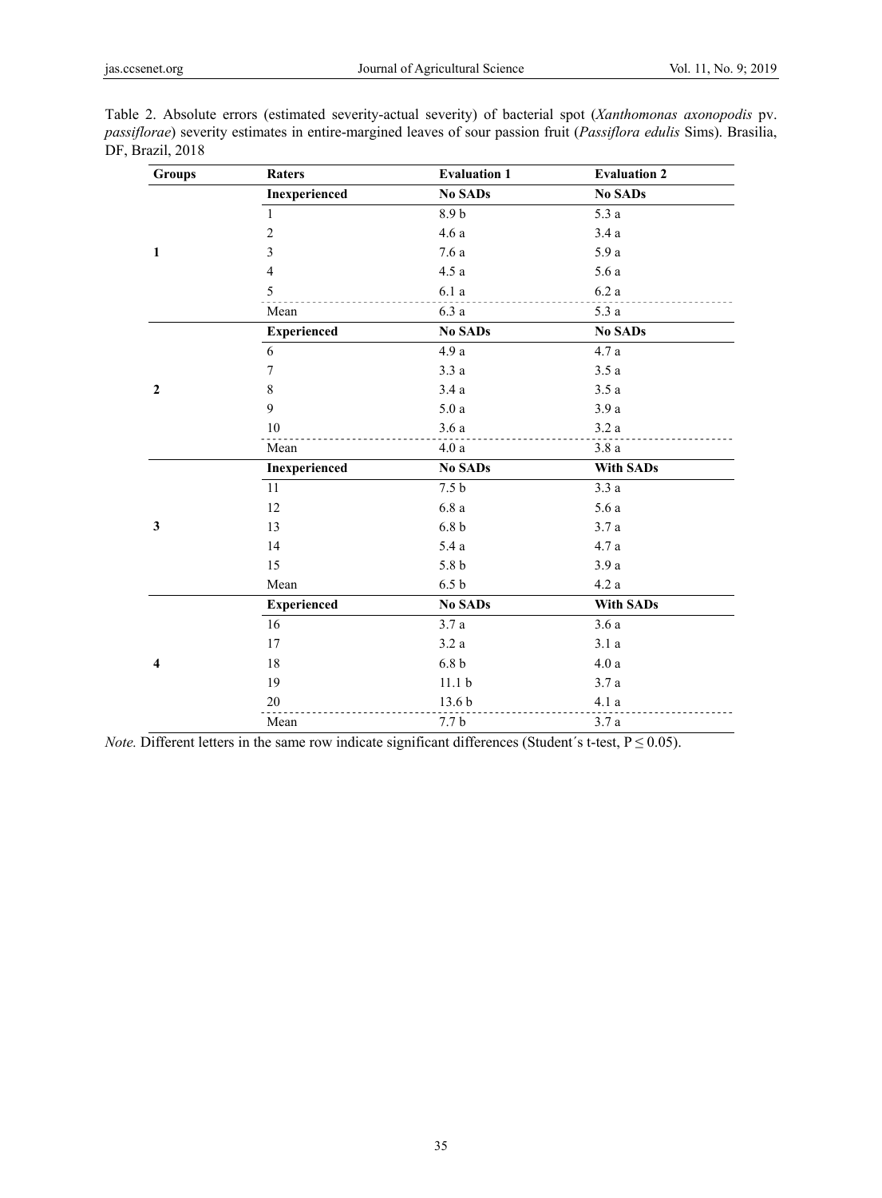Table 2. Absolute errors (estimated severity-actual severity) of bacterial spot (*Xanthomonas axonopodis* pv. *passiflorae*) severity estimates in entire-margined leaves of sour passion fruit (*Passiflora edulis* Sims). Brasilia, DF, Brazil, 2018

| Groups | Raters | Evaluation 1 | Evaluation 2 |
|---|---|---|---|
| | **Inexperienced** | **No SADs** | **No SADs** |
| | 1 | 8.9 b | 5.3 a |
| | 2 | 4.6 a | 3.4 a |
| **1** | 3 | 7.6 a | 5.9 a |
| | 4 | 4.5 a | 5.6 a |
| | 5 | 6.1 a | 6.2 a |
| | Mean | 6.3 a | 5.3 a |
| | **Experienced** | **No SADs** | **No SADs** |
| | 6 | 4.9 a | 4.7 a |
| | 7 | 3.3 a | 3.5 a |
| **2** | 8 | 3.4 a | 3.5 a |
| | 9 | 5.0 a | 3.9 a |
| | 10 | 3.6 a | 3.2 a |
| | Mean | 4.0 a | 3.8 a |
| | **Inexperienced** | **No SADs** | **With SADs** |
| | 11 | 7.5 b | 3.3 a |
| | 12 | 6.8 a | 5.6 a |
| **3** | 13 | 6.8 b | 3.7 a |
| | 14 | 5.4 a | 4.7 a |
| | 15 | 5.8 b | 3.9 a |
| | Mean | 6.5 b | 4.2 a |
| | **Experienced** | **No SADs** | **With SADs** |
| | 16 | 3.7 a | 3.6 a |
| | 17 | 3.2 a | 3.1 a |
| **4** | 18 | 6.8 b | 4.0 a |
| | 19 | 11.1 b | 3.7 a |
| | 20 | 13.6 b | 4.1 a |
| | Mean | 7.7 b | 3.7 a |

*Note.* Different letters in the same row indicate significant differences (Student´s t-test, $P \leq 0.05$).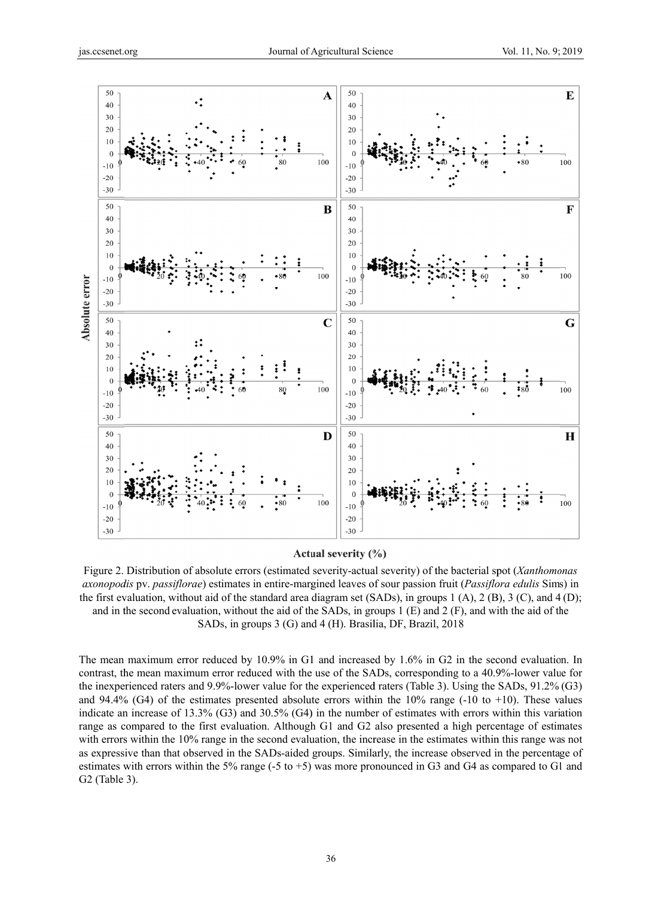Figure 2. Distribution of absolute errors (estimated severity-actual severity) of the bacterial spot (*Xanthomonas axonopodis* pv. *passiflorae*) estimates in entire-margined leaves of sour passion fruit (*Passiflora edulis* Sims) in the first evaluation, without aid of the standard area diagram set (SADs), in groups 1 (A), 2 (B), 3 (C), and 4 (D); and in the second evaluation, without the aid of the SADs, in groups 1 (E) and 2 (F), and with the aid of the SADs, in groups 3 (G) and 4 (H). Brasilia, DF, Brazil, 2018

The mean maximum error reduced by 10.9% in G1 and increased by 1.6% in G2 in the second evaluation. In contrast, the mean maximum error reduced with the use of the SADs, corresponding to a 40.9%-lower value for the inexperienced raters and 9.9%-lower value for the experienced raters (Table 3). Using the SADs, 91.2% (G3) and 94.4% (G4) of the estimates presented absolute errors within the 10% range (-10 to +10). These values indicate an increase of 13.3% (G3) and 30.5% (G4) in the number of estimates with errors within this variation range as compared to the first evaluation. Although G1 and G2 also presented a high percentage of estimates with errors within the 10% range in the second evaluation, the increase in the estimates within this range was not as expressive than that observed in the SADs-aided groups. Similarly, the increase observed in the percentage of estimates with errors within the 5% range (-5 to +5) was more pronounced in G3 and G4 as compared to G1 and G2 (Table 3).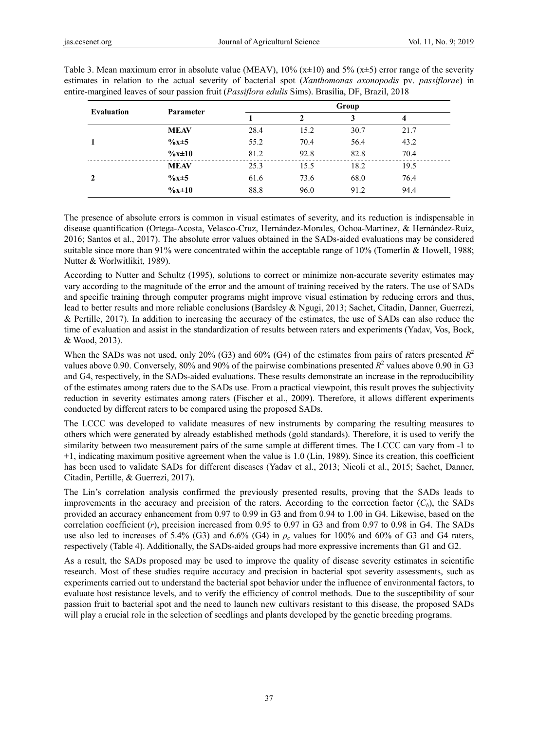Table 3. Mean maximum error in absolute value (MEAV), 10% (x±10) and 5% (x±5) error range of the severity estimates in relation to the actual severity of bacterial spot (*Xanthomonas axonopodis* pv. *passiflorae*) in entire-margined leaves of sour passion fruit (*Passiflora edulis* Sims). Brasília, DF, Brazil, 2018

| Evaluation | Parameter | Group | | | |
|---|---|---|---|---|---|
| | | 1 | 2 | 3 | 4 |
| 1 | **MEAV** | 28.4 | 15.2 | 30.7 | 21.7 |
| | **%x±5** | 55.2 | 70.4 | 56.4 | 43.2 |
| | **%x±10** | 81.2 | 92.8 | 82.8 | 70.4 |
| 2 | **MEAV** | 25.3 | 15.5 | 18.2 | 19.5 |
| | **%x±5** | 61.6 | 73.6 | 68.0 | 76.4 |
| | **%x±10** | 88.8 | 96.0 | 91.2 | 94.4 |

The presence of absolute errors is common in visual estimates of severity, and its reduction is indispensable in disease quantification (Ortega-Acosta, Velasco-Cruz, Hernández-Morales, Ochoa-Martínez, & Hernández-Ruiz, 2016; Santos et al., 2017). The absolute error values obtained in the SADs-aided evaluations may be considered suitable since more than 91% were concentrated within the acceptable range of 10% (Tomerlin & Howell, 1988; Nutter & Worlwitlikit, 1989).

According to Nutter and Schultz (1995), solutions to correct or minimize non-accurate severity estimates may vary according to the magnitude of the error and the amount of training received by the raters. The use of SADs and specific training through computer programs might improve visual estimation by reducing errors and thus, lead to better results and more reliable conclusions (Bardsley & Ngugi, 2013; Sachet, Citadin, Danner, Guerrezi, & Pertille, 2017). In addition to increasing the accuracy of the estimates, the use of SADs can also reduce the time of evaluation and assist in the standardization of results between raters and experiments (Yadav, Vos, Bock, & Wood, 2013).

When the SADs was not used, only 20% (G3) and 60% (G4) of the estimates from pairs of raters presented $R^2$ values above 0.90. Conversely, 80% and 90% of the pairwise combinations presented $R^2$ values above 0.90 in G3 and G4, respectively, in the SADs-aided evaluations. These results demonstrate an increase in the reproducibility of the estimates among raters due to the SADs use. From a practical viewpoint, this result proves the subjectivity reduction in severity estimates among raters (Fischer et al., 2009). Therefore, it allows different experiments conducted by different raters to be compared using the proposed SADs.

The LCCC was developed to validate measures of new instruments by comparing the resulting measures to others which were generated by already established methods (gold standards). Therefore, it is used to verify the similarity between two measurement pairs of the same sample at different times. The LCCC can vary from -1 to +1, indicating maximum positive agreement when the value is 1.0 (Lin, 1989). Since its creation, this coefficient has been used to validate SADs for different diseases (Yadav et al., 2013; Nicoli et al., 2015; Sachet, Danner, Citadin, Pertille, & Guerrezi, 2017).

The Lin's correlation analysis confirmed the previously presented results, proving that the SADs leads to improvements in the accuracy and precision of the raters. According to the correction factor ($C_b$), the SADs provided an accuracy enhancement from 0.97 to 0.99 in G3 and from 0.94 to 1.00 in G4. Likewise, based on the correlation coefficient ($r$), precision increased from 0.95 to 0.97 in G3 and from 0.97 to 0.98 in G4. The SADs use also led to increases of 5.4% (G3) and 6.6% (G4) in $\rho_c$ values for 100% and 60% of G3 and G4 raters, respectively (Table 4). Additionally, the SADs-aided groups had more expressive increments than G1 and G2.

As a result, the SADs proposed may be used to improve the quality of disease severity estimates in scientific research. Most of these studies require accuracy and precision in bacterial spot severity assessments, such as experiments carried out to understand the bacterial spot behavior under the influence of environmental factors, to evaluate host resistance levels, and to verify the efficiency of control methods. Due to the susceptibility of sour passion fruit to bacterial spot and the need to launch new cultivars resistant to this disease, the proposed SADs will play a crucial role in the selection of seedlings and plants developed by the genetic breeding programs.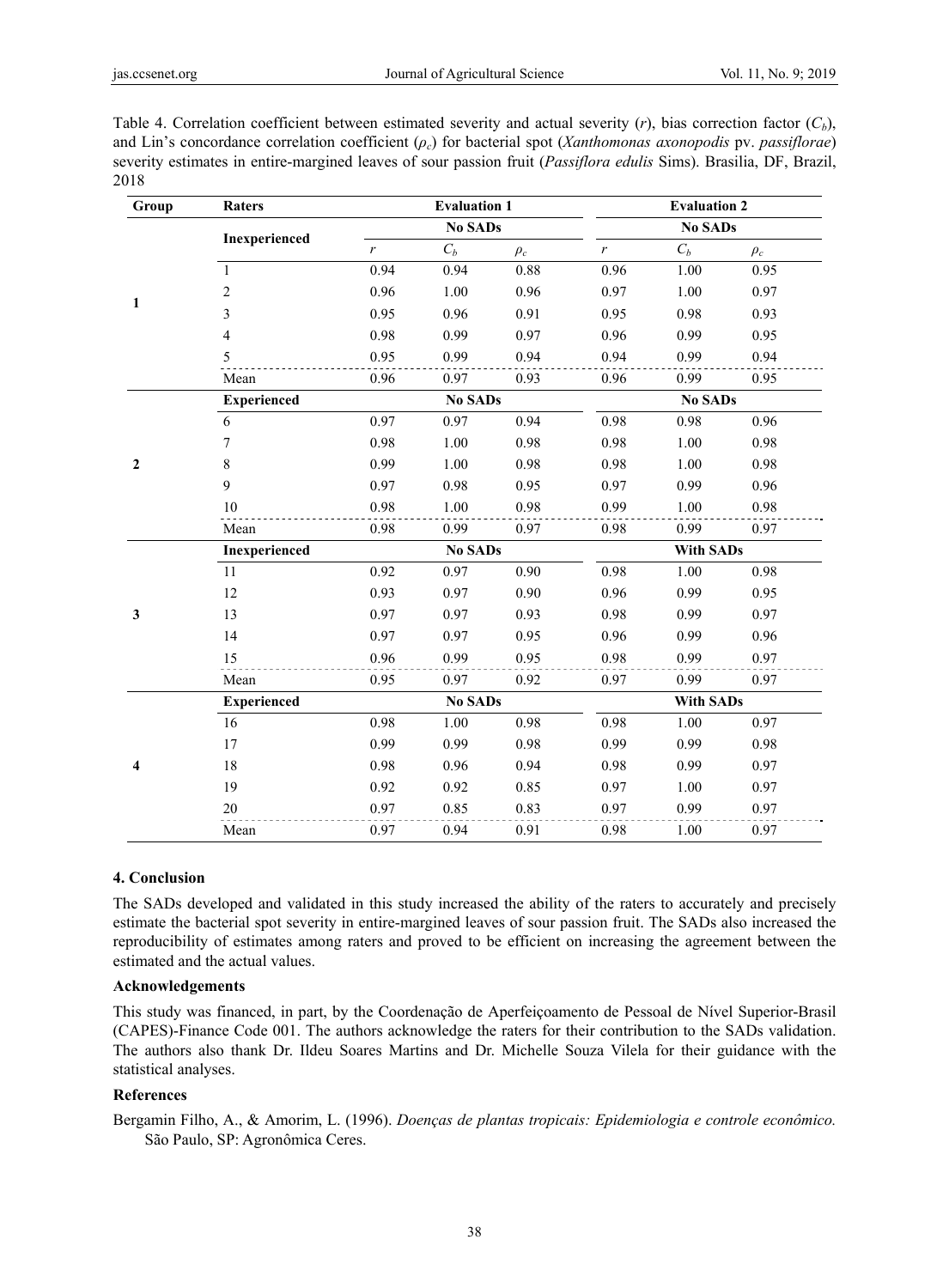Table 4. Correlation coefficient between estimated severity and actual severity ($r$), bias correction factor ($C_b$), and Lin's concordance correlation coefficient ($\rho_c$) for bacterial spot (*Xanthomonas axonopodis* pv. *passiflorae*) severity estimates in entire-margined leaves of sour passion fruit (*Passiflora edulis* Sims). Brasilia, DF, Brazil, 2018

| Group | Raters | Evaluation 1 | | | Evaluation 2 | | |
|---|---|---|---|---|---|---|---|
| | Inexperienced | No SADs | | | No SADs | | |
| | | $r$ | $C_b$ | $\rho_c$ | $r$ | $C_b$ | $\rho_c$ |
| 1 | 1 | 0.94 | 0.94 | 0.88 | 0.96 | 1.00 | 0.95 |
| | 2 | 0.96 | 1.00 | 0.96 | 0.97 | 1.00 | 0.97 |
| | 3 | 0.95 | 0.96 | 0.91 | 0.95 | 0.98 | 0.93 |
| | 4 | 0.98 | 0.99 | 0.97 | 0.96 | 0.99 | 0.95 |
| | 5 | 0.95 | 0.99 | 0.94 | 0.94 | 0.99 | 0.94 |
| | Mean | 0.96 | 0.97 | 0.93 | 0.96 | 0.99 | 0.95 |
| | Experienced | No SADs | | | No SADs | | |
| 2 | 6 | 0.97 | 0.97 | 0.94 | 0.98 | 0.98 | 0.96 |
| | 7 | 0.98 | 1.00 | 0.98 | 0.98 | 1.00 | 0.98 |
| | 8 | 0.99 | 1.00 | 0.98 | 0.98 | 1.00 | 0.98 |
| | 9 | 0.97 | 0.98 | 0.95 | 0.97 | 0.99 | 0.96 |
| | 10 | 0.98 | 1.00 | 0.98 | 0.99 | 1.00 | 0.98 |
| | Mean | 0.98 | 0.99 | 0.97 | 0.98 | 0.99 | 0.97 |
| | Inexperienced | No SADs | | | With SADs | | |
| 3 | 11 | 0.92 | 0.97 | 0.90 | 0.98 | 1.00 | 0.98 |
| | 12 | 0.93 | 0.97 | 0.90 | 0.96 | 0.99 | 0.95 |
| | 13 | 0.97 | 0.97 | 0.93 | 0.98 | 0.99 | 0.97 |
| | 14 | 0.97 | 0.97 | 0.95 | 0.96 | 0.99 | 0.96 |
| | 15 | 0.96 | 0.99 | 0.95 | 0.98 | 0.99 | 0.97 |
| | Mean | 0.95 | 0.97 | 0.92 | 0.97 | 0.99 | 0.97 |
| | Experienced | No SADs | | | With SADs | | |
| 4 | 16 | 0.98 | 1.00 | 0.98 | 0.98 | 1.00 | 0.97 |
| | 17 | 0.99 | 0.99 | 0.98 | 0.99 | 0.99 | 0.98 |
| | 18 | 0.98 | 0.96 | 0.94 | 0.98 | 0.99 | 0.97 |
| | 19 | 0.92 | 0.92 | 0.85 | 0.97 | 1.00 | 0.97 |
| | 20 | 0.97 | 0.85 | 0.83 | 0.97 | 0.99 | 0.97 |
| | Mean | 0.97 | 0.94 | 0.91 | 0.98 | 1.00 | 0.97 |

## 4. Conclusion

The SADs developed and validated in this study increased the ability of the raters to accurately and precisely estimate the bacterial spot severity in entire-margined leaves of sour passion fruit. The SADs also increased the reproducibility of estimates among raters and proved to be efficient on increasing the agreement between the estimated and the actual values.

### Acknowledgements

This study was financed, in part, by the Coordenação de Aperfeiçoamento de Pessoal de Nível Superior-Brasil (CAPES)-Finance Code 001. The authors acknowledge the raters for their contribution to the SADs validation. The authors also thank Dr. Ildeu Soares Martins and Dr. Michelle Souza Vilela for their guidance with the statistical analyses.

### References

Bergamin Filho, A., & Amorim, L. (1996). *Doenças de plantas tropicais: Epidemiologia e controle econômico.* São Paulo, SP: Agronômica Ceres.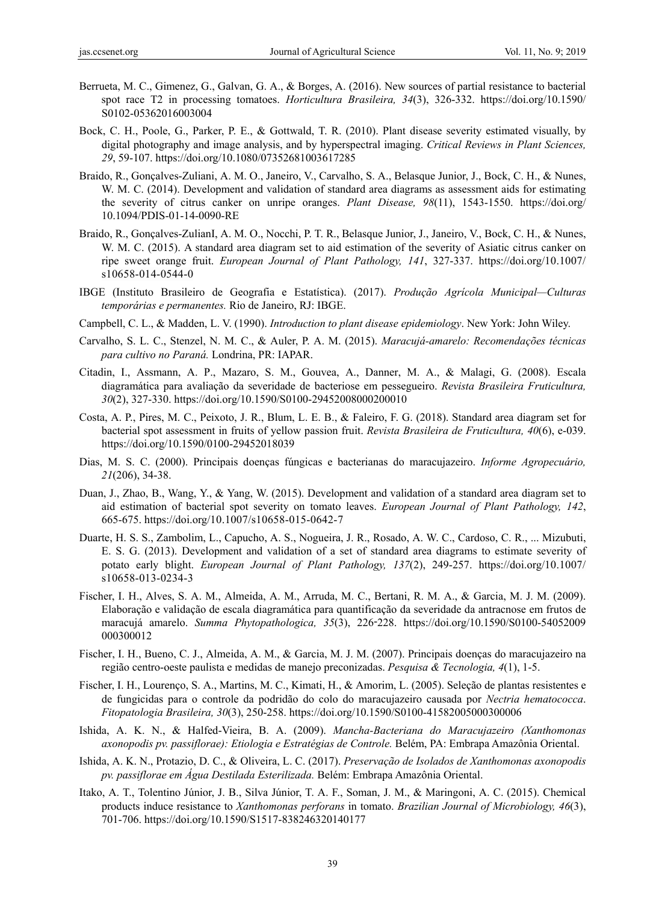Berrueta, M. C., Gimenez, G., Galvan, G. A., & Borges, A. (2016). New sources of partial resistance to bacterial spot race T2 in processing tomatoes. *Horticultura Brasileira, 34*(3), 326-332. https://doi.org/10.1590/S0102-05362016003004

Bock, C. H., Poole, G., Parker, P. E., & Gottwald, T. R. (2010). Plant disease severity estimated visually, by digital photography and image analysis, and by hyperspectral imaging. *Critical Reviews in Plant Sciences, 29*, 59-107. https://doi.org/10.1080/07352681003617285

Braido, R., Gonçalves-Zuliani, A. M. O., Janeiro, V., Carvalho, S. A., Belasque Junior, J., Bock, C. H., & Nunes, W. M. C. (2014). Development and validation of standard area diagrams as assessment aids for estimating the severity of citrus canker on unripe oranges. *Plant Disease, 98*(11), 1543-1550. https://doi.org/10.1094/PDIS-01-14-0090-RE

Braido, R., Gonçalves-ZulianI, A. M. O., Nocchi, P. T. R., Belasque Junior, J., Janeiro, V., Bock, C. H., & Nunes, W. M. C. (2015). A standard area diagram set to aid estimation of the severity of Asiatic citrus canker on ripe sweet orange fruit. *European Journal of Plant Pathology, 141*, 327-337. https://doi.org/10.1007/s10658-014-0544-0

IBGE (Instituto Brasileiro de Geografia e Estatística). (2017). *Produção Agrícola Municipal—Culturas temporárias e permanentes.* Rio de Janeiro, RJ: IBGE.

Campbell, C. L., & Madden, L. V. (1990). *Introduction to plant disease epidemiology*. New York: John Wiley.

Carvalho, S. L. C., Stenzel, N. M. C., & Auler, P. A. M. (2015). *Maracujá-amarelo: Recomendações técnicas para cultivo no Paraná.* Londrina, PR: IAPAR.

Citadin, I., Assmann, A. P., Mazaro, S. M., Gouvea, A., Danner, M. A., & Malagi, G. (2008). Escala diagramática para avaliação da severidade de bacteriose em pessegueiro. *Revista Brasileira Fruticultura, 30*(2), 327-330. https://doi.org/10.1590/S0100-29452008000200010

Costa, A. P., Pires, M. C., Peixoto, J. R., Blum, L. E. B., & Faleiro, F. G. (2018). Standard area diagram set for bacterial spot assessment in fruits of yellow passion fruit. *Revista Brasileira de Fruticultura, 40*(6), e-039. https://doi.org/10.1590/0100-29452018039

Dias, M. S. C. (2000). Principais doenças fúngicas e bacterianas do maracujazeiro. *Informe Agropecuário, 21*(206), 34-38.

Duan, J., Zhao, B., Wang, Y., & Yang, W. (2015). Development and validation of a standard area diagram set to aid estimation of bacterial spot severity on tomato leaves. *European Journal of Plant Pathology, 142*, 665-675. https://doi.org/10.1007/s10658-015-0642-7

Duarte, H. S. S., Zambolim, L., Capucho, A. S., Nogueira, J. R., Rosado, A. W. C., Cardoso, C. R., ... Mizubuti, E. S. G. (2013). Development and validation of a set of standard area diagrams to estimate severity of potato early blight. *European Journal of Plant Pathology, 137*(2), 249-257. https://doi.org/10.1007/s10658-013-0234-3

Fischer, I. H., Alves, S. A. M., Almeida, A. M., Arruda, M. C., Bertani, R. M. A., & Garcia, M. J. M. (2009). Elaboração e validação de escala diagramática para quantificação da severidade da antracnose em frutos de maracujá amarelo. *Summa Phytopathologica, 35*(3), 226-228. https://doi.org/10.1590/S0100-54052009000300012

Fischer, I. H., Bueno, C. J., Almeida, A. M., & Garcia, M. J. M. (2007). Principais doenças do maracujazeiro na região centro-oeste paulista e medidas de manejo preconizadas. *Pesquisa & Tecnologia, 4*(1), 1-5.

Fischer, I. H., Lourenço, S. A., Martins, M. C., Kimati, H., & Amorim, L. (2005). Seleção de plantas resistentes e de fungicidas para o controle da podridão do colo do maracujazeiro causada por *Nectria hematococca*. *Fitopatologia Brasileira, 30*(3), 250-258. https://doi.org/10.1590/S0100-41582005000300006

Ishida, A. K. N., & Halfed-Vieira, B. A. (2009). *Mancha-Bacteriana do Maracujazeiro (Xanthomonas axonopodis pv. passiflorae): Etiologia e Estratégias de Controle.* Belém, PA: Embrapa Amazônia Oriental.

Ishida, A. K. N., Protazio, D. C., & Oliveira, L. C. (2017). *Preservação de Isolados de Xanthomonas axonopodis pv. passiflorae em Água Destilada Esterilizada.* Belém: Embrapa Amazônia Oriental.

Itako, A. T., Tolentino Júnior, J. B., Silva Júnior, T. A. F., Soman, J. M., & Maringoni, A. C. (2015). Chemical products induce resistance to *Xanthomonas perforans* in tomato. *Brazilian Journal of Microbiology, 46*(3), 701-706. https://doi.org/10.1590/S1517-838246320140177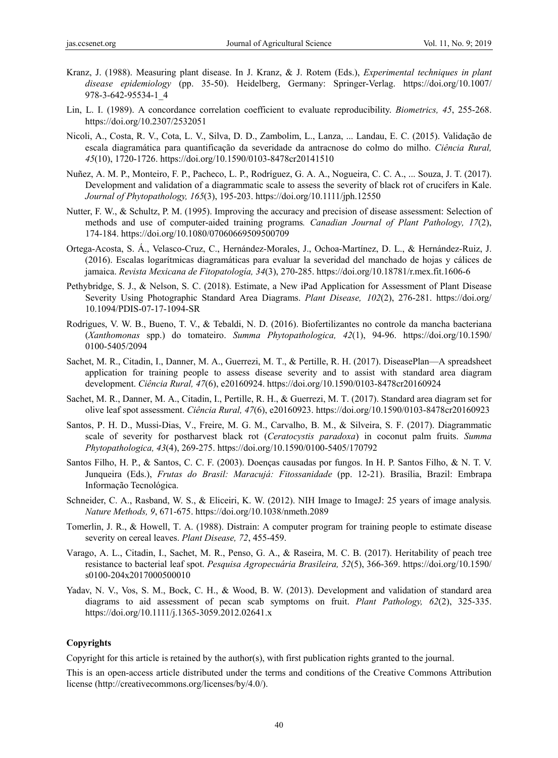Kranz, J. (1988). Measuring plant disease. In J. Kranz, & J. Rotem (Eds.), *Experimental techniques in plant disease epidemiology* (pp. 35-50). Heidelberg, Germany: Springer-Verlag. https://doi.org/10.1007/978-3-642-95534-1_4

Lin, L. I. (1989). A concordance correlation coefficient to evaluate reproducibility. *Biometrics, 45*, 255-268. https://doi.org/10.2307/2532051

Nicoli, A., Costa, R. V., Cota, L. V., Silva, D. D., Zambolim, L., Lanza, ... Landau, E. C. (2015). Validação de escala diagramática para quantificação da severidade da antracnose do colmo do milho. *Ciência Rural, 45*(10), 1720-1726. https://doi.org/10.1590/0103-8478cr20141510

Nuñez, A. M. P., Monteiro, F. P., Pacheco, L. P., Rodríguez, G. A. A., Nogueira, C. C. A., ... Souza, J. T. (2017). Development and validation of a diagrammatic scale to assess the severity of black rot of crucifers in Kale. *Journal of Phytopathology, 165*(3), 195-203. https://doi.org/10.1111/jph.12550

Nutter, F. W., & Schultz, P. M. (1995). Improving the accuracy and precision of disease assessment: Selection of methods and use of computer-aided training programs*. Canadian Journal of Plant Pathology, 17*(2), 174-184. https://doi.org/10.1080/07060669509500709

Ortega-Acosta, S. Á., Velasco-Cruz, C., Hernández-Morales, J., Ochoa-Martínez, D. L., & Hernández-Ruiz, J. (2016). Escalas logarítmicas diagramáticas para evaluar la severidad del manchado de hojas y cálices de jamaica. *Revista Mexicana de Fitopatología, 34*(3), 270-285. https://doi.org/10.18781/r.mex.fit.1606-6

Pethybridge, S. J., & Nelson, S. C. (2018). Estimate, a New iPad Application for Assessment of Plant Disease Severity Using Photographic Standard Area Diagrams. *Plant Disease, 102*(2), 276-281. https://doi.org/10.1094/PDIS-07-17-1094-SR

Rodrigues, V. W. B., Bueno, T. V., & Tebaldi, N. D. (2016). Biofertilizantes no controle da mancha bacteriana (*Xanthomonas* spp.) do tomateiro. *Summa Phytopathologica, 42*(1), 94-96. https://doi.org/10.1590/0100-5405/2094

Sachet, M. R., Citadin, I., Danner, M. A., Guerrezi, M. T., & Pertille, R. H. (2017). DiseasePlan—A spreadsheet application for training people to assess disease severity and to assist with standard area diagram development. *Ciência Rural, 47*(6), e20160924. https://doi.org/10.1590/0103-8478cr20160924

Sachet, M. R., Danner, M. A., Citadin, I., Pertille, R. H., & Guerrezi, M. T. (2017). Standard area diagram set for olive leaf spot assessment. *Ciência Rural, 47*(6), e20160923. https://doi.org/10.1590/0103-8478cr20160923

Santos, P. H. D., Mussi-Dias, V., Freire, M. G. M., Carvalho, B. M., & Silveira, S. F. (2017). Diagrammatic scale of severity for postharvest black rot (*Ceratocystis paradoxa*) in coconut palm fruits. *Summa Phytopathologica, 43*(4), 269-275. https://doi.org/10.1590/0100-5405/170792

Santos Filho, H. P., & Santos, C. C. F. (2003). Doenças causadas por fungos. In H. P. Santos Filho, & N. T. V. Junqueira (Eds.), *Frutas do Brasil: Maracujá: Fitossanidade* (pp. 12-21). Brasília, Brazil: Embrapa Informação Tecnológica.

Schneider, C. A., Rasband, W. S., & Eliceiri, K. W. (2012). NIH Image to ImageJ: 25 years of image analysis*. Nature Methods, 9*, 671-675. https://doi.org/10.1038/nmeth.2089

Tomerlin, J. R., & Howell, T. A. (1988). Distrain: A computer program for training people to estimate disease severity on cereal leaves. *Plant Disease, 72*, 455-459.

Varago, A. L., Citadin, I., Sachet, M. R., Penso, G. A., & Raseira, M. C. B. (2017). Heritability of peach tree resistance to bacterial leaf spot. *Pesquisa Agropecuária Brasileira, 52*(5), 366-369. https://doi.org/10.1590/s0100-204x2017000500010

Yadav, N. V., Vos, S. M., Bock, C. H., & Wood, B. W. (2013). Development and validation of standard area diagrams to aid assessment of pecan scab symptoms on fruit. *Plant Pathology, 62*(2), 325-335. https://doi.org/10.1111/j.1365-3059.2012.02641.x

## Copyrights

Copyright for this article is retained by the author(s), with first publication rights granted to the journal.

This is an open-access article distributed under the terms and conditions of the Creative Commons Attribution license (http://creativecommons.org/licenses/by/4.0/).